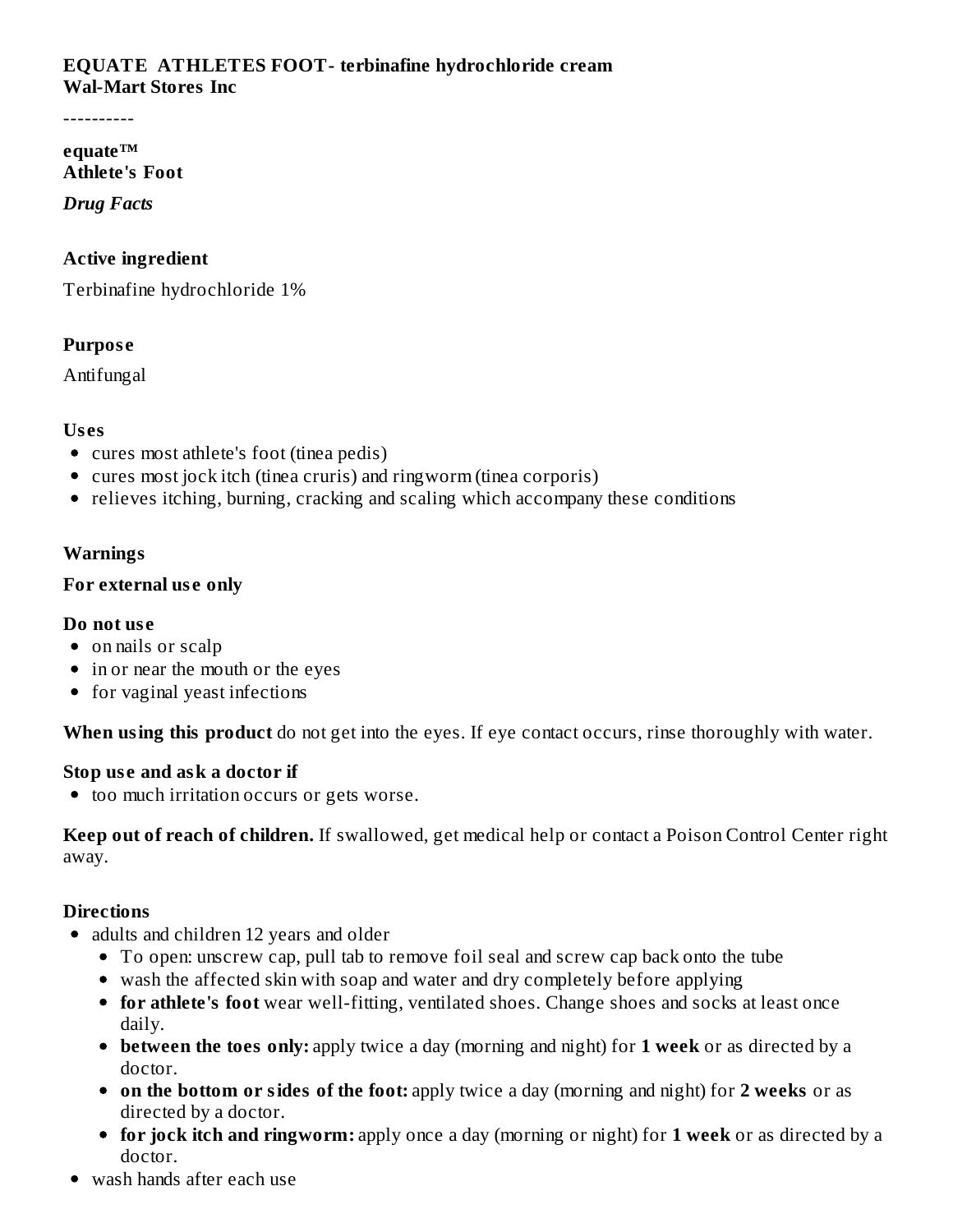**EQUATE ATHLETES FOOT- terbinafine hydrochloride cream**
**Wal-Mart Stores Inc**

----------

**equate™**
**Athlete's Foot**

***Drug Facts***

## Active ingredient

Terbinafine hydrochloride 1%

## Purpose

Antifungal

## Uses

- cures most athlete's foot (tinea pedis)
- cures most jock itch (tinea cruris) and ringworm (tinea corporis)
- relieves itching, burning, cracking and scaling which accompany these conditions

## Warnings

**For external use only**

**Do not use**

- on nails or scalp
- in or near the mouth or the eyes
- for vaginal yeast infections

**When using this product** do not get into the eyes. If eye contact occurs, rinse thoroughly with water.

**Stop use and ask a doctor if**

- too much irritation occurs or gets worse.

**Keep out of reach of children.** If swallowed, get medical help or contact a Poison Control Center right away.

## Directions

- adults and children 12 years and older
  - To open: unscrew cap, pull tab to remove foil seal and screw cap back onto the tube
  - wash the affected skin with soap and water and dry completely before applying
  - **for athlete's foot** wear well-fitting, ventilated shoes. Change shoes and socks at least once daily.
  - **between the toes only:** apply twice a day (morning and night) for **1 week** or as directed by a doctor.
  - **on the bottom or sides of the foot:** apply twice a day (morning and night) for **2 weeks** or as directed by a doctor.
  - **for jock itch and ringworm:** apply once a day (morning or night) for **1 week** or as directed by a doctor.
- wash hands after each use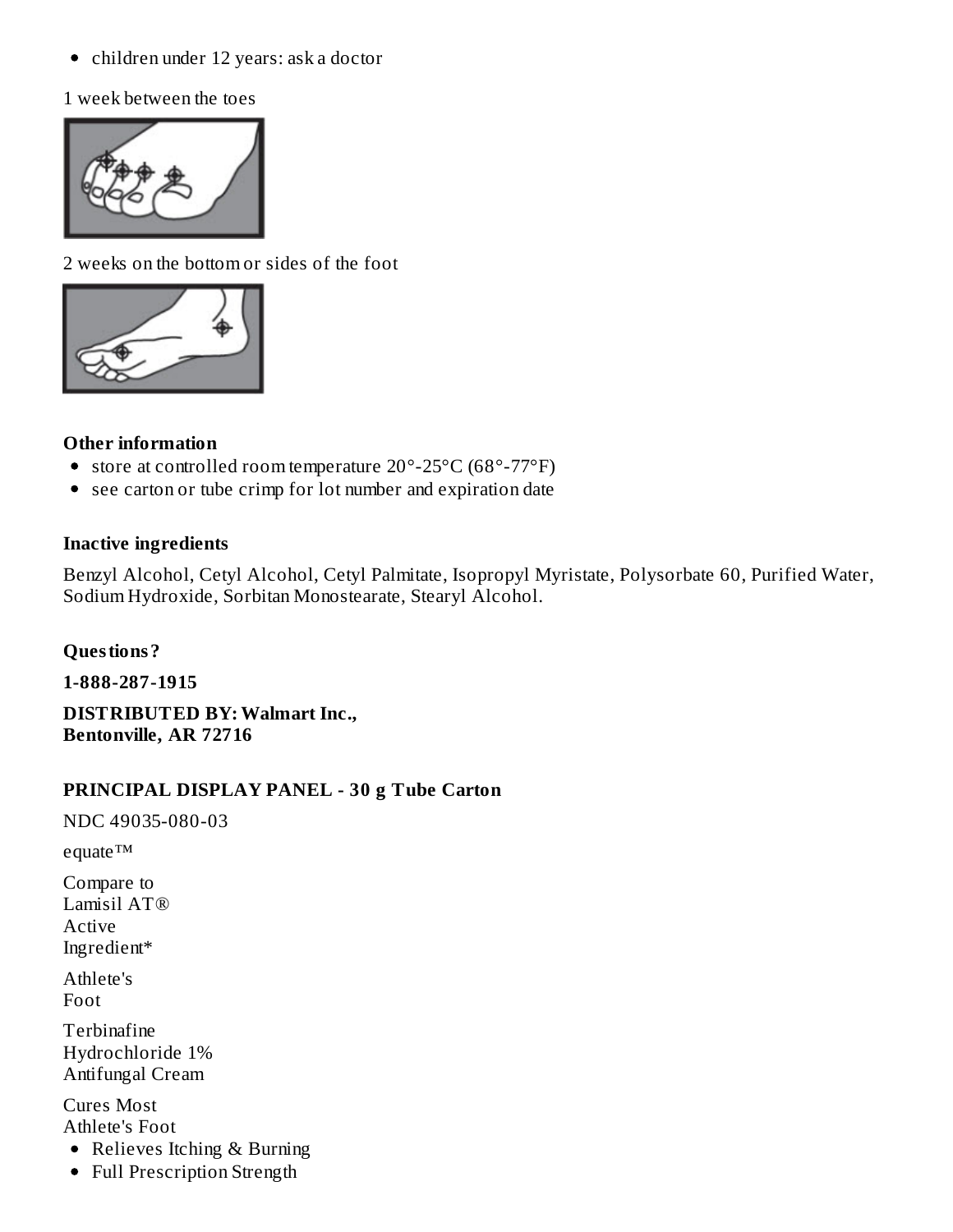- children under 12 years: ask a doctor

1 week between the toes

2 weeks on the bottom or sides of the foot

**Other information**

- store at controlled room temperature 20°-25°C (68°-77°F)
- see carton or tube crimp for lot number and expiration date

**Inactive ingredients**

Benzyl Alcohol, Cetyl Alcohol, Cetyl Palmitate, Isopropyl Myristate, Polysorbate 60, Purified Water, Sodium Hydroxide, Sorbitan Monostearate, Stearyl Alcohol.

**Questions?**

**1-888-287-1915**

**DISTRIBUTED BY: Walmart Inc.,
Bentonville, AR 72716**

**PRINCIPAL DISPLAY PANEL - 30 g Tube Carton**

NDC 49035-080-03

equate™

Compare to
Lamisil AT®
Active
Ingredient*

Athlete's
Foot

Terbinafine
Hydrochloride 1%
Antifungal Cream

Cures Most
Athlete's Foot

- Relieves Itching & Burning
- Full Prescription Strength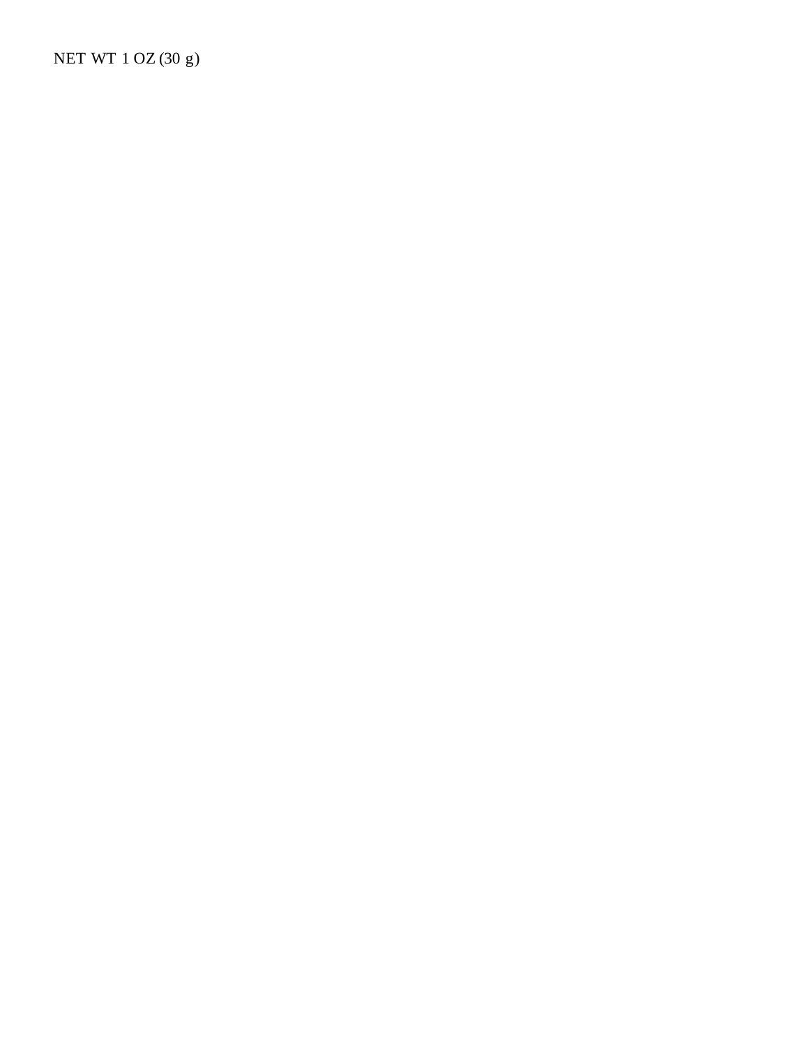NET WT 1 OZ (30 g)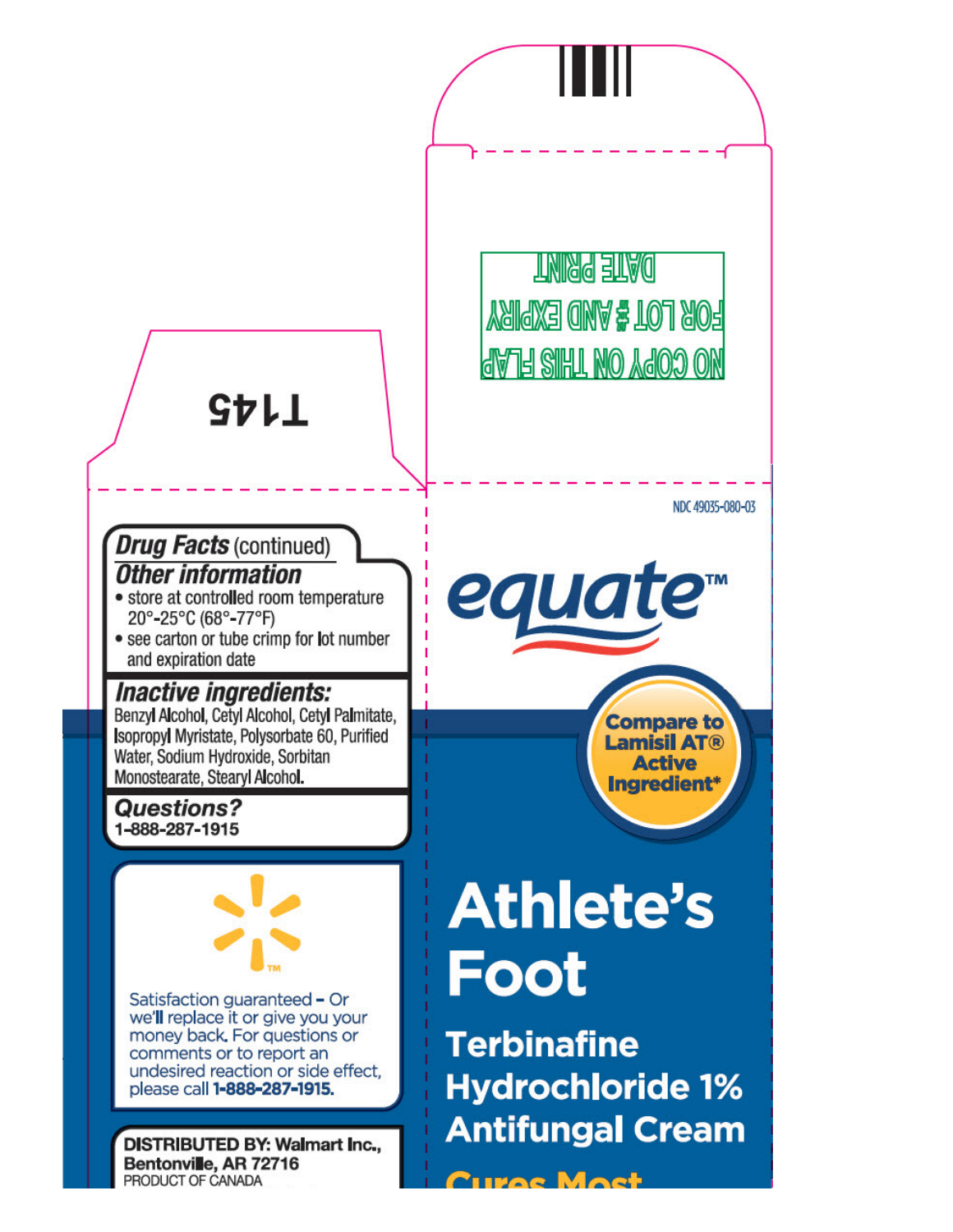T145

NO COPY ON THIS FLAP
FOR LOT # AND EXPIRY
DATE PRINT

**Drug Facts** (continued)

**Other information**

- store at controlled room temperature 20°-25°C (68°-77°F)
- see carton or tube crimp for lot number and expiration date

**Inactive ingredients:** Benzyl Alcohol, Cetyl Alcohol, Cetyl Palmitate, Isopropyl Myristate, Polysorbate 60, Purified Water, Sodium Hydroxide, Sorbitan Monostearate, Stearyl Alcohol.

**Questions?**
**1-888-287-1915**

Satisfaction guaranteed – Or we'll replace it or give you your money back. For questions or comments or to report an undesired reaction or side effect, please call **1-888-287-1915.**

**DISTRIBUTED BY: Walmart Inc., Bentonville, AR 72716**
PRODUCT OF CANADA

NDC 49035-080-03

equate™

**Compare to Lamisil AT® Active Ingredient***

# Athlete's Foot

## Terbinafine Hydrochloride 1% Antifungal Cream

**Cures Most**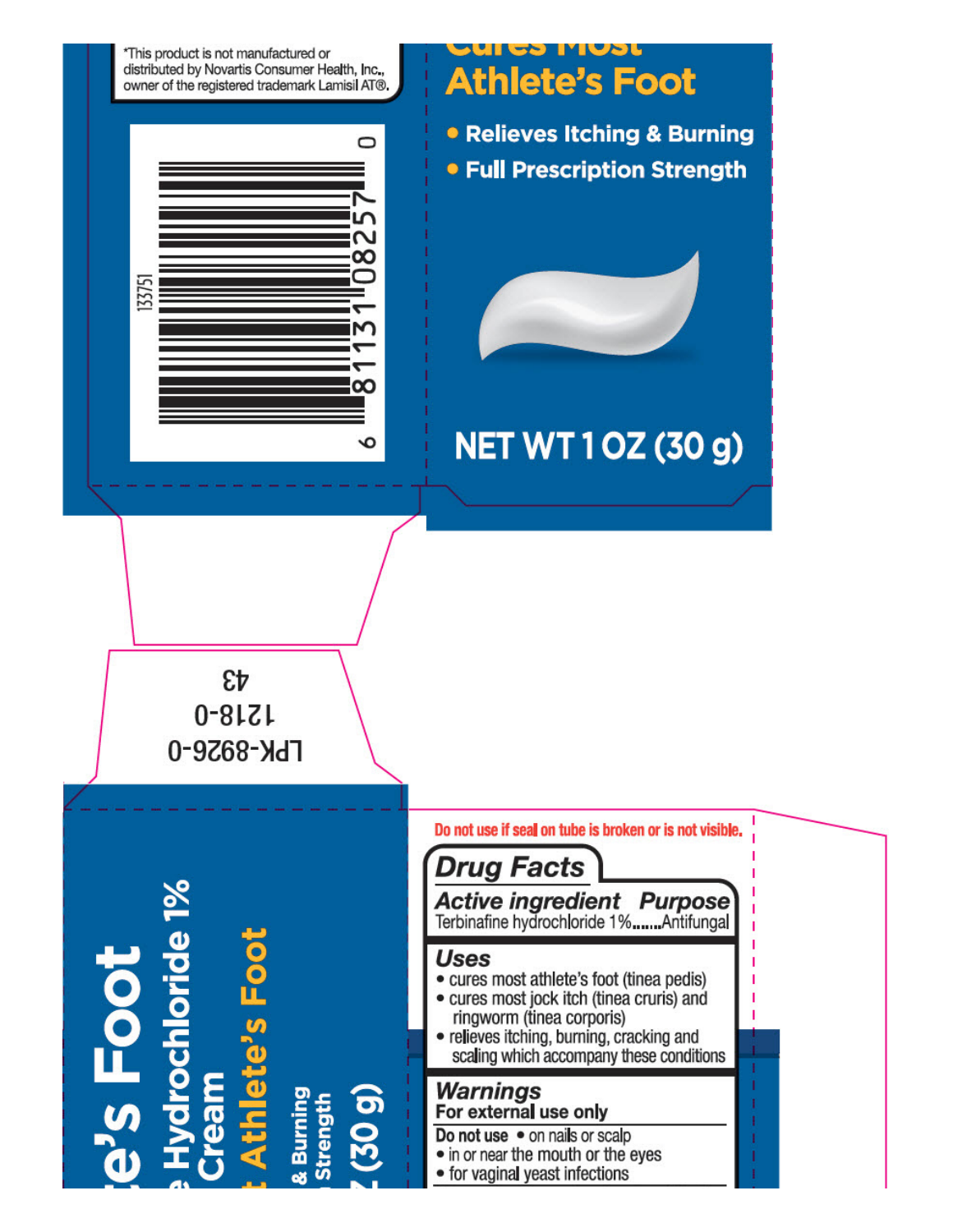*This product is not manufactured or distributed by Novartis Consumer Health, Inc., owner of the registered trademark Lamisil AT®.

133751

6 81131 08257 0

Cures Most
Athlete's Foot

- Relieves Itching & Burning
- Full Prescription Strength

NET WT 1 OZ (30 g)

LPK-8926-0
1218-0
43

...e's Foot
...e Hydrochloride 1%
Cream
...t Athlete's Foot
... & Burning
... Strength
...Z (30 g)

Do not use if seal on tube is broken or is not visible.

## Drug Facts

| Active ingredient | Purpose |
|---|---|
| Terbinafine hydrochloride 1% | Antifungal |

### Uses

- cures most athlete's foot (tinea pedis)
- cures most jock itch (tinea cruris) and ringworm (tinea corporis)
- relieves itching, burning, cracking and scaling which accompany these conditions

### Warnings

**For external use only**

**Do not use**
- on nails or scalp
- in or near the mouth or the eyes
- for vaginal yeast infections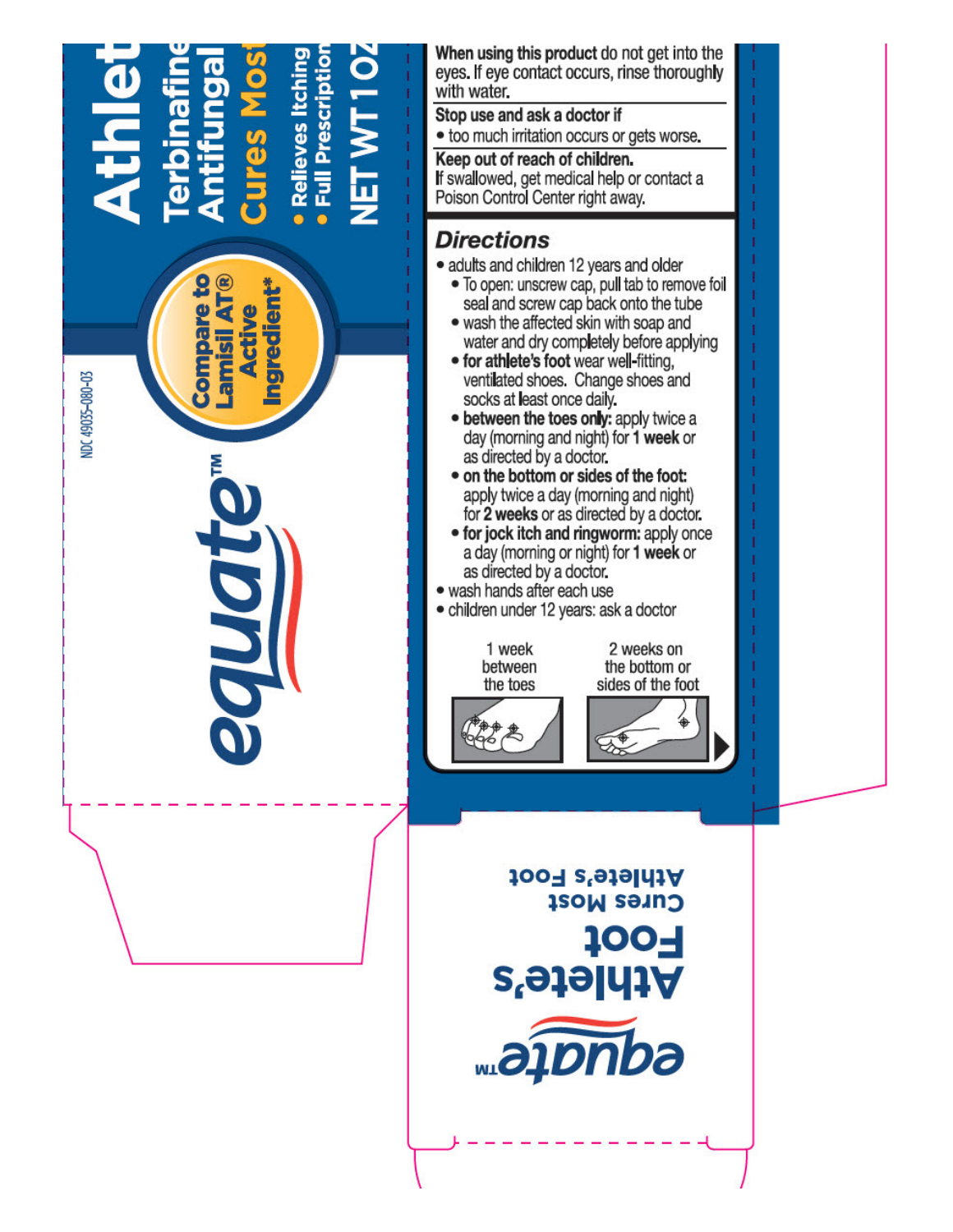Athlet

Terbinafine
Antifungal
Cures Most

• Relieves Itching
• Full Prescription

NET WT 1 OZ

Compare to Lamisil AT® Active Ingredient*

NDC 49035-080-03

equate™

**When using this product** do not get into the eyes. If eye contact occurs, rinse thoroughly with water.

**Stop use and ask a doctor if**
- too much irritation occurs or gets worse.

**Keep out of reach of children.**
If swallowed, get medical help or contact a Poison Control Center right away.

## *Directions*

- adults and children 12 years and older
  - To open: unscrew cap, pull tab to remove foil seal and screw cap back onto the tube
  - wash the affected skin with soap and water and dry completely before applying
  - **for athlete's foot** wear well-fitting, ventilated shoes. Change shoes and socks at least once daily.
  - **between the toes only:** apply twice a day (morning and night) for **1 week** or as directed by a doctor.
  - **on the bottom or sides of the foot:** apply twice a day (morning and night) for **2 weeks** or as directed by a doctor.
  - **for jock itch and ringworm:** apply once a day (morning or night) for **1 week** or as directed by a doctor.
- wash hands after each use
- children under 12 years: ask a doctor

1 week between the toes

2 weeks on the bottom or sides of the foot

equate™

Athlete's Foot

Cures Most Athlete's Foot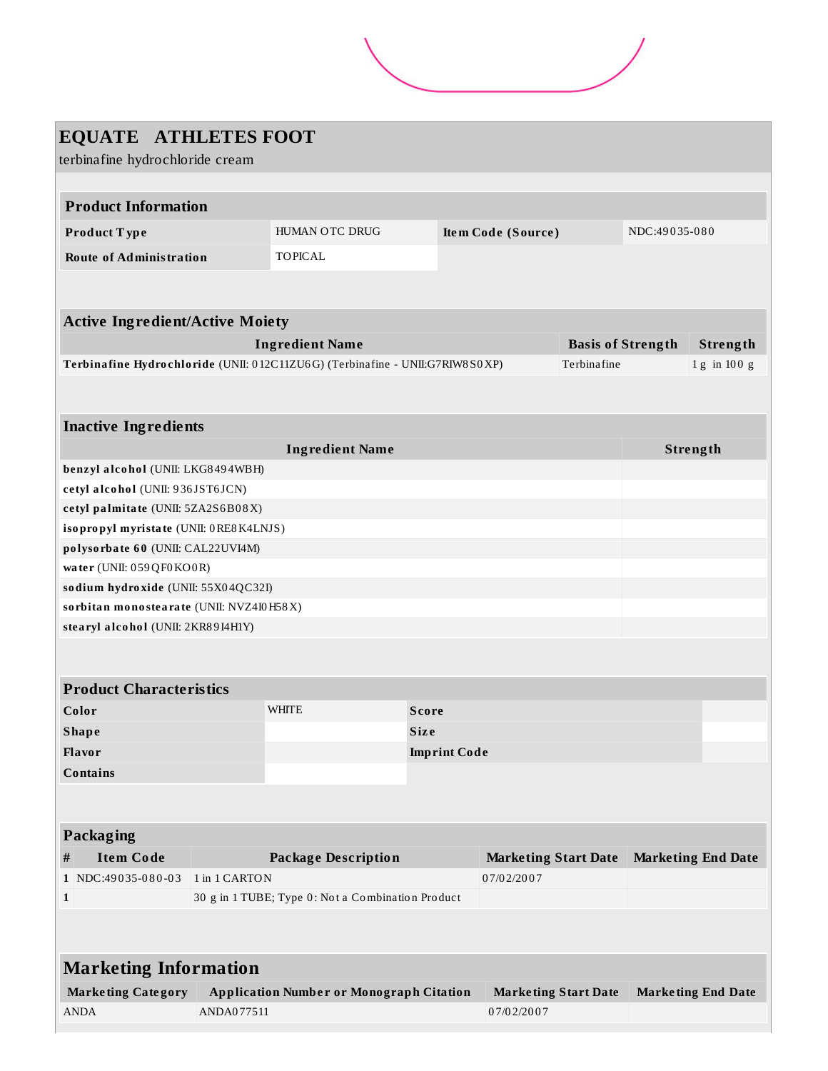# EQUATE ATHLETES FOOT

terbinafine hydrochloride cream

## Product Information

| | | | |
|---|---|---|---|
| **Product Type** | HUMAN OTC DRUG | **Item Code (Source)** | NDC:49035-080 |
| **Route of Administration** | TOPICAL | | |

## Active Ingredient/Active Moiety

| Ingredient Name | Basis of Strength | Strength |
|---|---|---|
| **Terbinafine Hydrochloride** (UNII: 012C11ZU6G) (Terbinafine - UNII:G7RIW8S0XP) | Terbinafine | 1 g in 100 g |

## Inactive Ingredients

| Ingredient Name | Strength |
|---|---|
| **benzyl alcohol** (UNII: LKG8494WBH) | |
| **cetyl alcohol** (UNII: 936JST6JCN) | |
| **cetyl palmitate** (UNII: 5ZA2S6B08X) | |
| **isopropyl myristate** (UNII: 0RE8K4LNJS) | |
| **polysorbate 60** (UNII: CAL22UVI4M) | |
| **water** (UNII: 059QF0KO0R) | |
| **sodium hydroxide** (UNII: 55X04QC32I) | |
| **sorbitan monostearate** (UNII: NVZ4I0H58X) | |
| **stearyl alcohol** (UNII: 2KR89I4H1Y) | |

## Product Characteristics

| | | | |
|---|---|---|---|
| **Color** | WHITE | **Score** | |
| **Shape** | | **Size** | |
| **Flavor** | | **Imprint Code** | |
| **Contains** | | | |

## Packaging

| # | Item Code | Package Description | Marketing Start Date | Marketing End Date |
|---|---|---|---|---|
| 1 | NDC:49035-080-03 | 1 in 1 CARTON | 07/02/2007 | |
| 1 | | 30 g in 1 TUBE; Type 0: Not a Combination Product | | |

## Marketing Information

| Marketing Category | Application Number or Monograph Citation | Marketing Start Date | Marketing End Date |
|---|---|---|---|
| ANDA | ANDA077511 | 07/02/2007 | |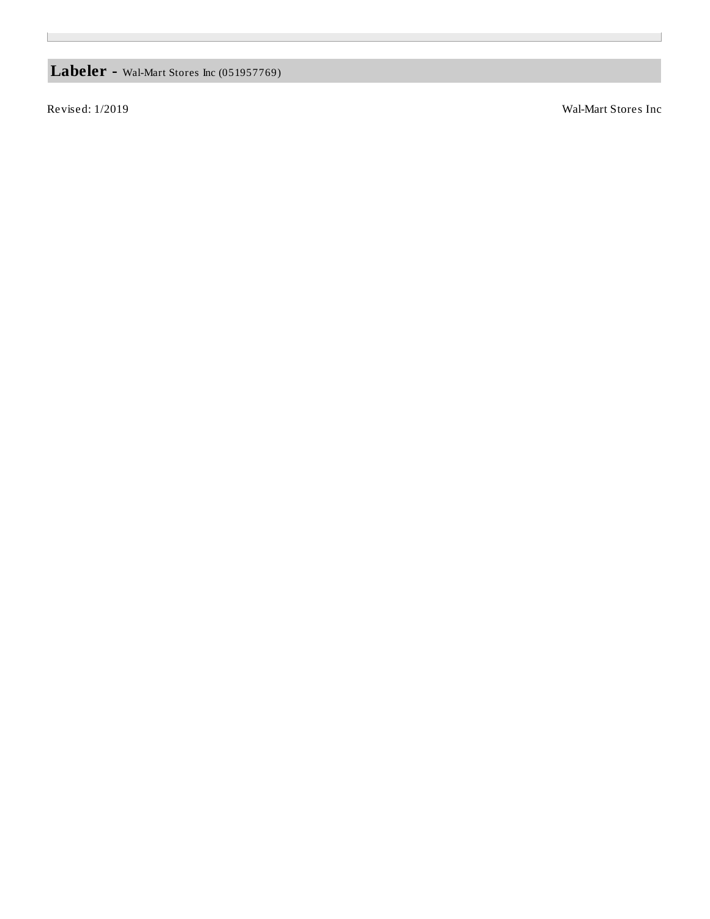**Labeler -** Wal-Mart Stores Inc (051957769)

Revised: 1/2019 Wal-Mart Stores Inc